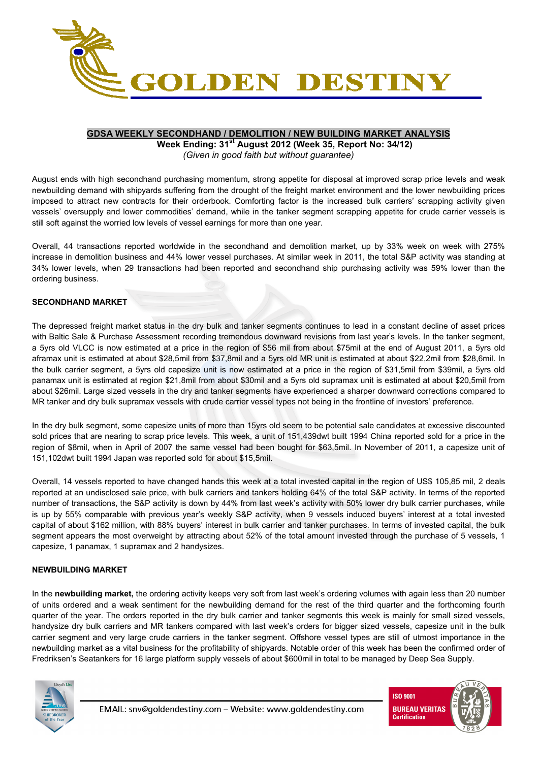GOLDEN DESTINY

## GDSA WEEKLY SECONDHAND / DEMOLITION / NEW BUILDING MARKET ANALYSIS

**Week Ending: 31st August 2012 (Week 35, Report No: 34/12)**

*(Given in good faith but without guarantee)*

August ends with high secondhand purchasing momentum, strong appetite for disposal at improved scrap price levels and weak newbuilding demand with shipyards suffering from the drought of the freight market environment and the lower newbuilding prices imposed to attract new contracts for their orderbook. Comforting factor is the increased bulk carriers' scrapping activity given vessels' oversupply and lower commodities' demand, while in the tanker segment scrapping appetite for crude carrier vessels is still soft against the worried low levels of vessel earnings for more than one year.

Overall, 44 transactions reported worldwide in the secondhand and demolition market, up by 33% week on week with 275% increase in demolition business and 44% lower vessel purchases. At similar week in 2011, the total S&P activity was standing at 34% lower levels, when 29 transactions had been reported and secondhand ship purchasing activity was 59% lower than the ordering business.

### SECONDHAND MARKET

The depressed freight market status in the dry bulk and tanker segments continues to lead in a constant decline of asset prices with Baltic Sale & Purchase Assessment recording tremendous downward revisions from last year's levels. In the tanker segment, a 5yrs old VLCC is now estimated at a price in the region of $56 mil from about $75mil at the end of August 2011, a 5yrs old aframax unit is estimated at about $28,5mil from $37,8mil and a 5yrs old MR unit is estimated at about $22,2mil from $28,6mil. In the bulk carrier segment, a 5yrs old capesize unit is now estimated at a price in the region of $31,5mil from $39mil, a 5yrs old panamax unit is estimated at region $21,8mil from about $30mil and a 5yrs old supramax unit is estimated at about $20,5mil from about $26mil. Large sized vessels in the dry and tanker segments have experienced a sharper downward corrections compared to MR tanker and dry bulk supramax vessels with crude carrier vessel types not being in the frontline of investors' preference.

In the dry bulk segment, some capesize units of more than 15yrs old seem to be potential sale candidates at excessive discounted sold prices that are nearing to scrap price levels. This week, a unit of 151,439dwt built 1994 China reported sold for a price in the region of $8mil, when in April of 2007 the same vessel had been bought for $63,5mil. In November of 2011, a capesize unit of 151,102dwt built 1994 Japan was reported sold for about $15,5mil.

Overall, 14 vessels reported to have changed hands this week at a total invested capital in the region of US$ 105,85 mil, 2 deals reported at an undisclosed sale price, with bulk carriers and tankers holding 64% of the total S&P activity. In terms of the reported number of transactions, the S&P activity is down by 44% from last week's activity with 50% lower dry bulk carrier purchases, while is up by 55% comparable with previous year's weekly S&P activity, when 9 vessels induced buyers' interest at a total invested capital of about $162 million, with 88% buyers' interest in bulk carrier and tanker purchases. In terms of invested capital, the bulk segment appears the most overweight by attracting about 52% of the total amount invested through the purchase of 5 vessels, 1 capesize, 1 panamax, 1 supramax and 2 handysizes.

### NEWBUILDING MARKET

In the **newbuilding market,** the ordering activity keeps very soft from last week's ordering volumes with again less than 20 number of units ordered and a weak sentiment for the newbuilding demand for the rest of the third quarter and the forthcoming fourth quarter of the year. The orders reported in the dry bulk carrier and tanker segments this week is mainly for small sized vessels, handysize dry bulk carriers and MR tankers compared with last week's orders for bigger sized vessels, capesize unit in the bulk carrier segment and very large crude carriers in the tanker segment. Offshore vessel types are still of utmost importance in the newbuilding market as a vital business for the profitability of shipyards. Notable order of this week has been the confirmed order of Fredriksen's Seatankers for 16 large platform supply vessels of about $600mil in total to be managed by Deep Sea Supply.

EMAIL: snv@goldendestiny.com – Website: www.goldendestiny.com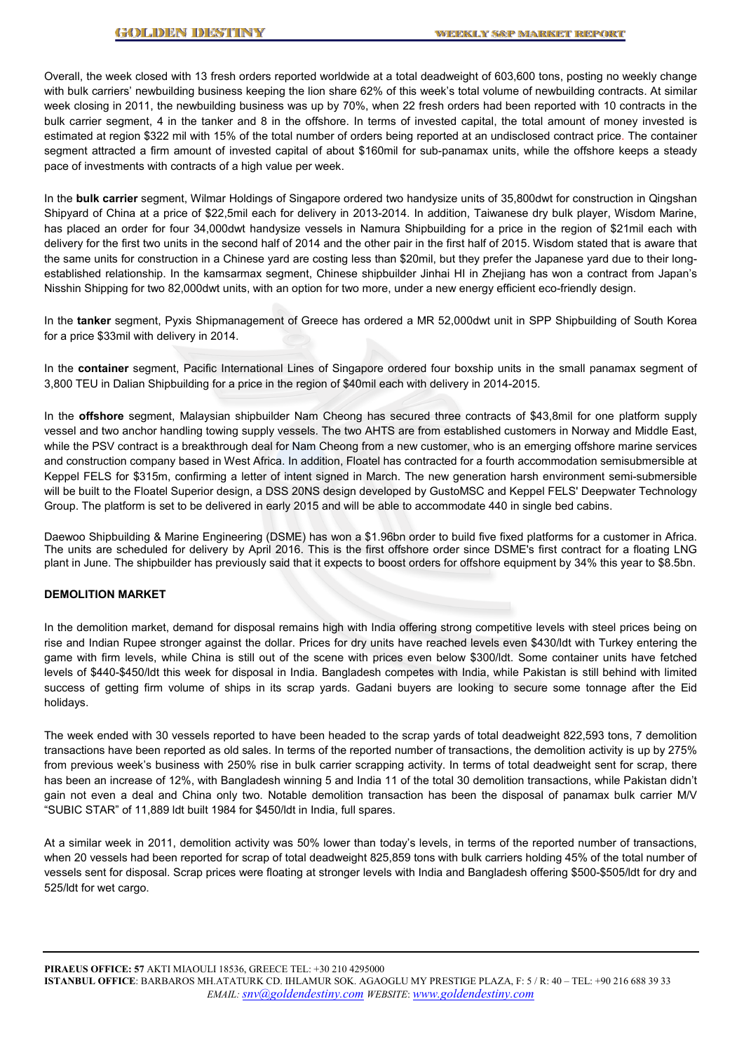Overall, the week closed with 13 fresh orders reported worldwide at a total deadweight of 603,600 tons, posting no weekly change with bulk carriers' newbuilding business keeping the lion share 62% of this week's total volume of newbuilding contracts. At similar week closing in 2011, the newbuilding business was up by 70%, when 22 fresh orders had been reported with 10 contracts in the bulk carrier segment, 4 in the tanker and 8 in the offshore. In terms of invested capital, the total amount of money invested is estimated at region $322 mil with 15% of the total number of orders being reported at an undisclosed contract price. The container segment attracted a firm amount of invested capital of about $160mil for sub-panamax units, while the offshore keeps a steady pace of investments with contracts of a high value per week.

In the **bulk carrier** segment, Wilmar Holdings of Singapore ordered two handysize units of 35,800dwt for construction in Qingshan Shipyard of China at a price of $22,5mil each for delivery in 2013-2014. In addition, Taiwanese dry bulk player, Wisdom Marine, has placed an order for four 34,000dwt handysize vessels in Namura Shipbuilding for a price in the region of $21mil each with delivery for the first two units in the second half of 2014 and the other pair in the first half of 2015. Wisdom stated that is aware that the same units for construction in a Chinese yard are costing less than $20mil, but they prefer the Japanese yard due to their long-established relationship. In the kamsarmax segment, Chinese shipbuilder Jinhai HI in Zhejiang has won a contract from Japan's Nisshin Shipping for two 82,000dwt units, with an option for two more, under a new energy efficient eco-friendly design.

In the **tanker** segment, Pyxis Shipmanagement of Greece has ordered a MR 52,000dwt unit in SPP Shipbuilding of South Korea for a price $33mil with delivery in 2014.

In the **container** segment, Pacific International Lines of Singapore ordered four boxship units in the small panamax segment of 3,800 TEU in Dalian Shipbuilding for a price in the region of $40mil each with delivery in 2014-2015.

In the **offshore** segment, Malaysian shipbuilder Nam Cheong has secured three contracts of $43,8mil for one platform supply vessel and two anchor handling towing supply vessels. The two AHTS are from established customers in Norway and Middle East, while the PSV contract is a breakthrough deal for Nam Cheong from a new customer, who is an emerging offshore marine services and construction company based in West Africa. In addition, Floatel has contracted for a fourth accommodation semisubmersible at Keppel FELS for $315m, confirming a letter of intent signed in March. The new generation harsh environment semi-submersible will be built to the Floatel Superior design, a DSS 20NS design developed by GustoMSC and Keppel FELS' Deepwater Technology Group. The platform is set to be delivered in early 2015 and will be able to accommodate 440 in single bed cabins.

Daewoo Shipbuilding & Marine Engineering (DSME) has won a $1.96bn order to build five fixed platforms for a customer in Africa. The units are scheduled for delivery by April 2016. This is the first offshore order since DSME's first contract for a floating LNG plant in June. The shipbuilder has previously said that it expects to boost orders for offshore equipment by 34% this year to $8.5bn.

## DEMOLITION MARKET

In the demolition market, demand for disposal remains high with India offering strong competitive levels with steel prices being on rise and Indian Rupee stronger against the dollar. Prices for dry units have reached levels even $430/ldt with Turkey entering the game with firm levels, while China is still out of the scene with prices even below $300/ldt. Some container units have fetched levels of $440-$450/ldt this week for disposal in India. Bangladesh competes with India, while Pakistan is still behind with limited success of getting firm volume of ships in its scrap yards. Gadani buyers are looking to secure some tonnage after the Eid holidays.

The week ended with 30 vessels reported to have been headed to the scrap yards of total deadweight 822,593 tons, 7 demolition transactions have been reported as old sales. In terms of the reported number of transactions, the demolition activity is up by 275% from previous week's business with 250% rise in bulk carrier scrapping activity. In terms of total deadweight sent for scrap, there has been an increase of 12%, with Bangladesh winning 5 and India 11 of the total 30 demolition transactions, while Pakistan didn't gain not even a deal and China only two. Notable demolition transaction has been the disposal of panamax bulk carrier M/V "SUBIC STAR" of 11,889 ldt built 1984 for $450/ldt in India, full spares.

At a similar week in 2011, demolition activity was 50% lower than today's levels, in terms of the reported number of transactions, when 20 vessels had been reported for scrap of total deadweight 825,859 tons with bulk carriers holding 45% of the total number of vessels sent for disposal. Scrap prices were floating at stronger levels with India and Bangladesh offering $500-$505/ldt for dry and 525/ldt for wet cargo.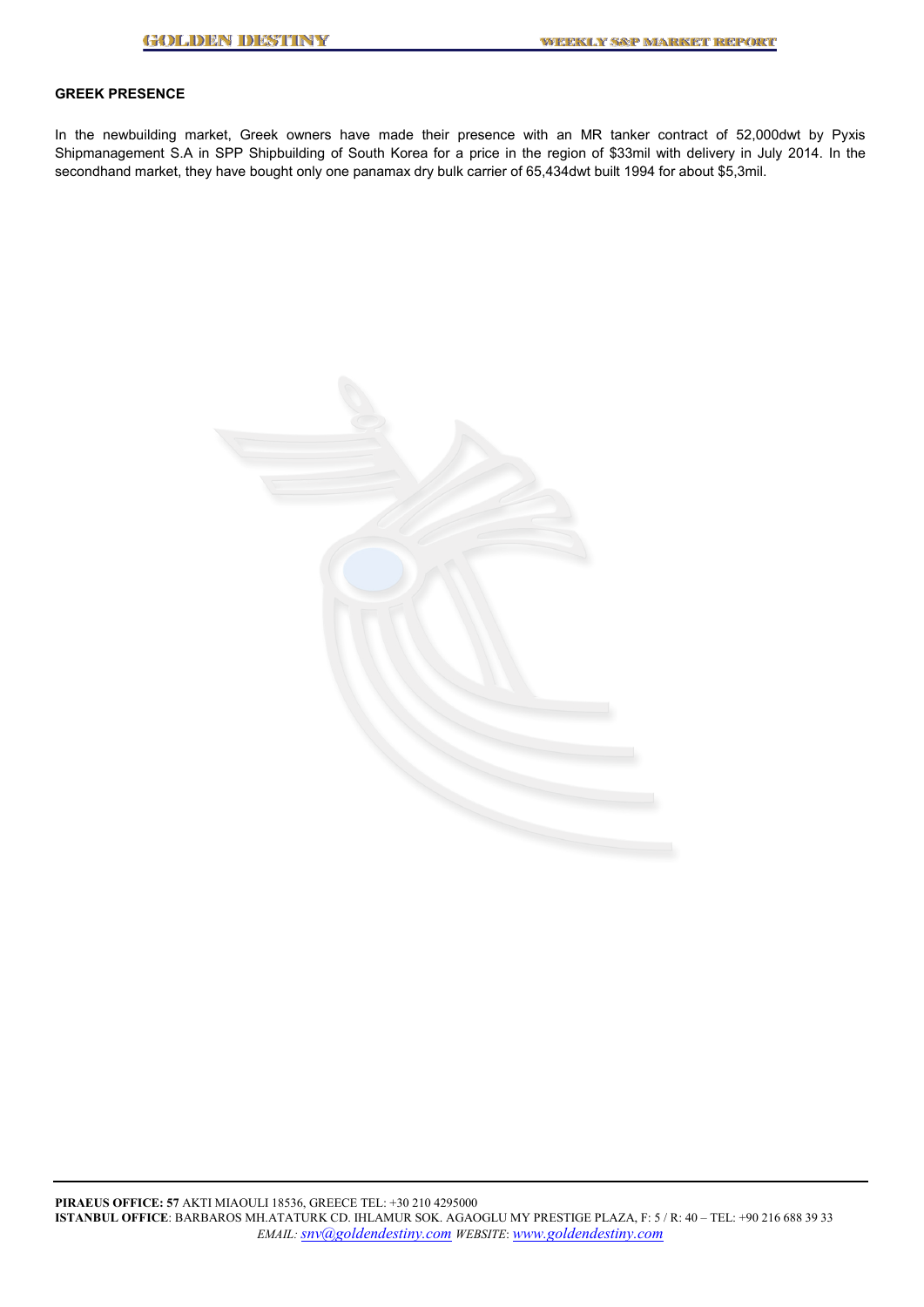**GREEK PRESENCE**

In the newbuilding market, Greek owners have made their presence with an MR tanker contract of 52,000dwt by Pyxis Shipmanagement S.A in SPP Shipbuilding of South Korea for a price in the region of $33mil with delivery in July 2014. In the secondhand market, they have bought only one panamax dry bulk carrier of 65,434dwt built 1994 for about $5,3mil.